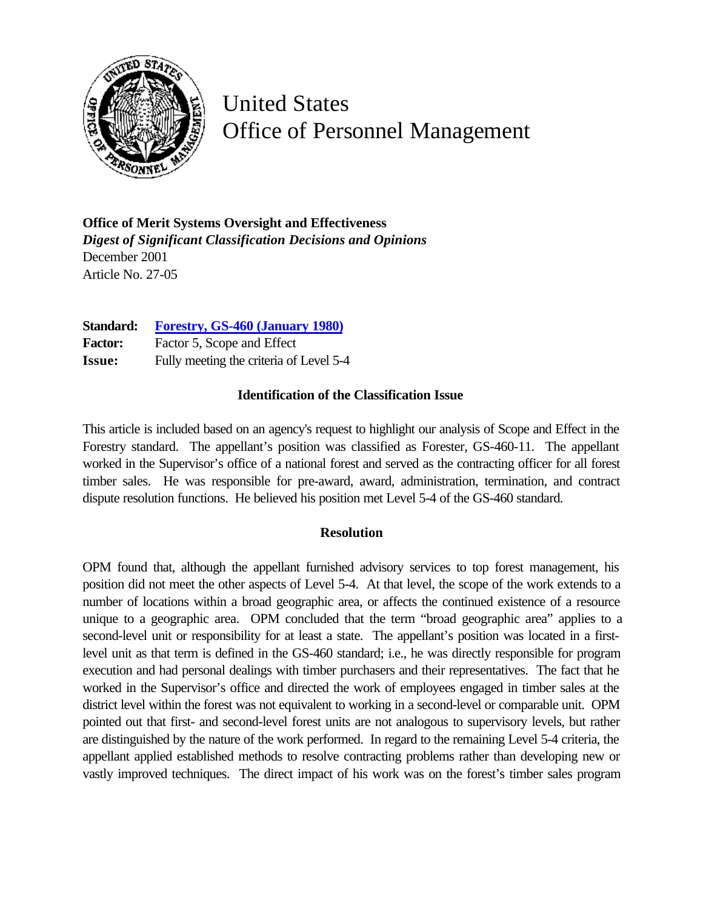# United States Office of Personnel Management

**Office of Merit Systems Oversight and Effectiveness**
***Digest of Significant Classification Decisions and Opinions***
December 2001
Article No. 27-05

**Standard:** [Forestry, GS-460 (January 1980)]
**Factor:** Factor 5, Scope and Effect
**Issue:** Fully meeting the criteria of Level 5-4

### Identification of the Classification Issue

This article is included based on an agency's request to highlight our analysis of Scope and Effect in the Forestry standard. The appellant's position was classified as Forester, GS-460-11. The appellant worked in the Supervisor's office of a national forest and served as the contracting officer for all forest timber sales. He was responsible for pre-award, award, administration, termination, and contract dispute resolution functions. He believed his position met Level 5-4 of the GS-460 standard.

### Resolution

OPM found that, although the appellant furnished advisory services to top forest management, his position did not meet the other aspects of Level 5-4. At that level, the scope of the work extends to a number of locations within a broad geographic area, or affects the continued existence of a resource unique to a geographic area. OPM concluded that the term "broad geographic area" applies to a second-level unit or responsibility for at least a state. The appellant's position was located in a first-level unit as that term is defined in the GS-460 standard; i.e., he was directly responsible for program execution and had personal dealings with timber purchasers and their representatives. The fact that he worked in the Supervisor's office and directed the work of employees engaged in timber sales at the district level within the forest was not equivalent to working in a second-level or comparable unit. OPM pointed out that first- and second-level forest units are not analogous to supervisory levels, but rather are distinguished by the nature of the work performed. In regard to the remaining Level 5-4 criteria, the appellant applied established methods to resolve contracting problems rather than developing new or vastly improved techniques. The direct impact of his work was on the forest's timber sales program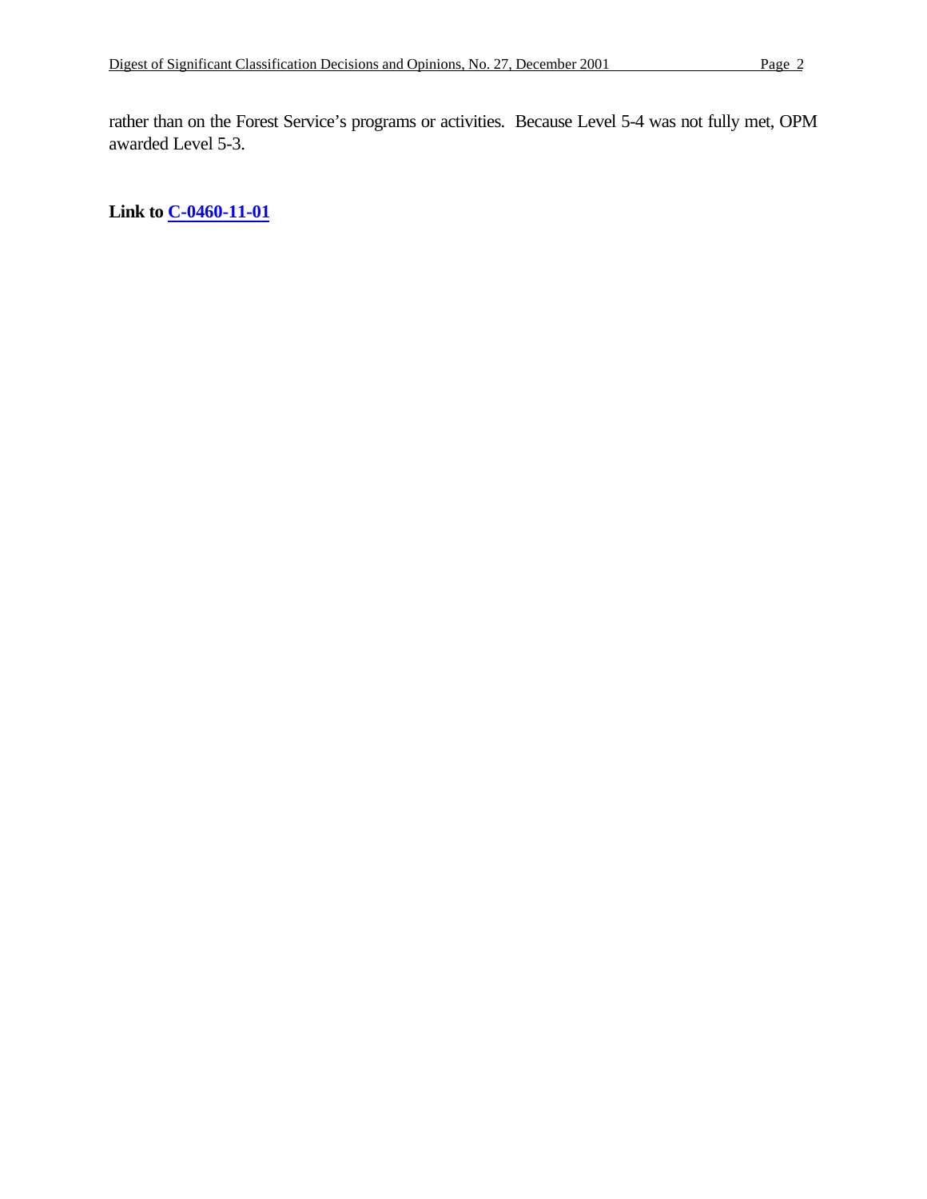rather than on the Forest Service's programs or activities. Because Level 5-4 was not fully met, OPM awarded Level 5-3.

**Link to C-0460-11-01**